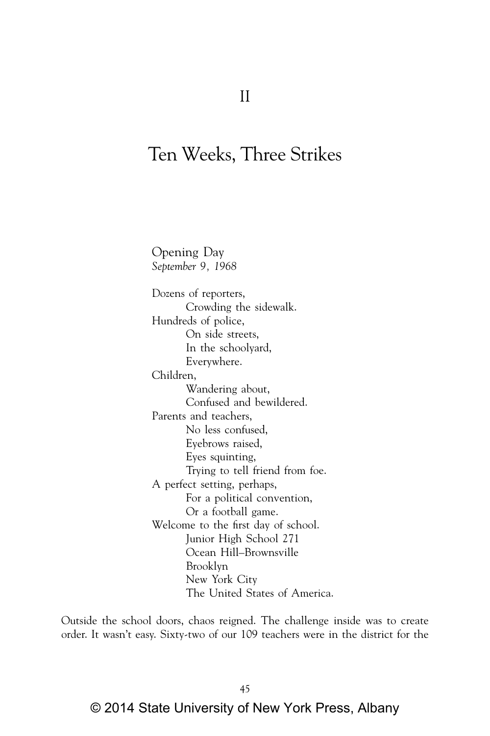# II

# Ten Weeks, Three Strikes

## Opening Day

*September 9, 1968*

Dozens of reporters,  
    Crowding the sidewalk.  
Hundreds of police,  
    On side streets,  
    In the schoolyard,  
    Everywhere.  
Children,  
    Wandering about,  
    Confused and bewildered.  
Parents and teachers,  
    No less confused,  
    Eyebrows raised,  
    Eyes squinting,  
    Trying to tell friend from foe.  
A perfect setting, perhaps,  
    For a political convention,  
    Or a football game.  
Welcome to the first day of school.  
    Junior High School 271  
    Ocean Hill–Brownsville  
    Brooklyn  
    New York City  
    The United States of America.

Outside the school doors, chaos reigned. The challenge inside was to create order. It wasn't easy. Sixty-two of our 109 teachers were in the district for the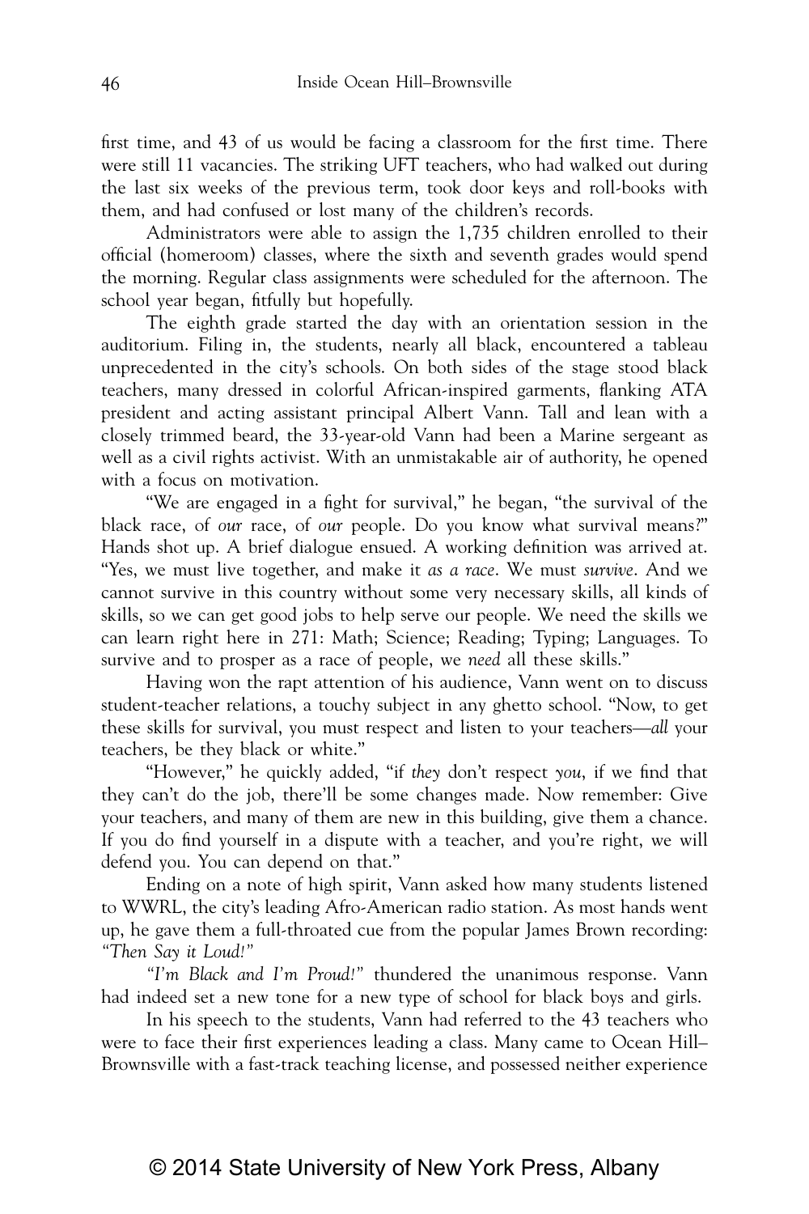first time, and 43 of us would be facing a classroom for the first time. There were still 11 vacancies. The striking UFT teachers, who had walked out during the last six weeks of the previous term, took door keys and roll-books with them, and had confused or lost many of the children's records.

Administrators were able to assign the 1,735 children enrolled to their official (homeroom) classes, where the sixth and seventh grades would spend the morning. Regular class assignments were scheduled for the afternoon. The school year began, fitfully but hopefully.

The eighth grade started the day with an orientation session in the auditorium. Filing in, the students, nearly all black, encountered a tableau unprecedented in the city's schools. On both sides of the stage stood black teachers, many dressed in colorful African-inspired garments, flanking ATA president and acting assistant principal Albert Vann. Tall and lean with a closely trimmed beard, the 33-year-old Vann had been a Marine sergeant as well as a civil rights activist. With an unmistakable air of authority, he opened with a focus on motivation.

"We are engaged in a fight for survival," he began, "the survival of the black race, of *our* race, of *our* people. Do you know what survival means?" Hands shot up. A brief dialogue ensued. A working definition was arrived at. "Yes, we must live together, and make it *as a race*. We must *survive*. And we cannot survive in this country without some very necessary skills, all kinds of skills, so we can get good jobs to help serve our people. We need the skills we can learn right here in 271: Math; Science; Reading; Typing; Languages. To survive and to prosper as a race of people, we *need* all these skills."

Having won the rapt attention of his audience, Vann went on to discuss student-teacher relations, a touchy subject in any ghetto school. "Now, to get these skills for survival, you must respect and listen to your teachers—*all* your teachers, be they black or white."

"However," he quickly added, "if *they* don't respect *you*, if we find that they can't do the job, there'll be some changes made. Now remember: Give your teachers, and many of them are new in this building, give them a chance. If you do find yourself in a dispute with a teacher, and you're right, we will defend you. You can depend on that."

Ending on a note of high spirit, Vann asked how many students listened to WWRL, the city's leading Afro-American radio station. As most hands went up, he gave them a full-throated cue from the popular James Brown recording: *"Then Say it Loud!"*

*"I'm Black and I'm Proud!"* thundered the unanimous response. Vann had indeed set a new tone for a new type of school for black boys and girls.

In his speech to the students, Vann had referred to the 43 teachers who were to face their first experiences leading a class. Many came to Ocean Hill–Brownsville with a fast-track teaching license, and possessed neither experience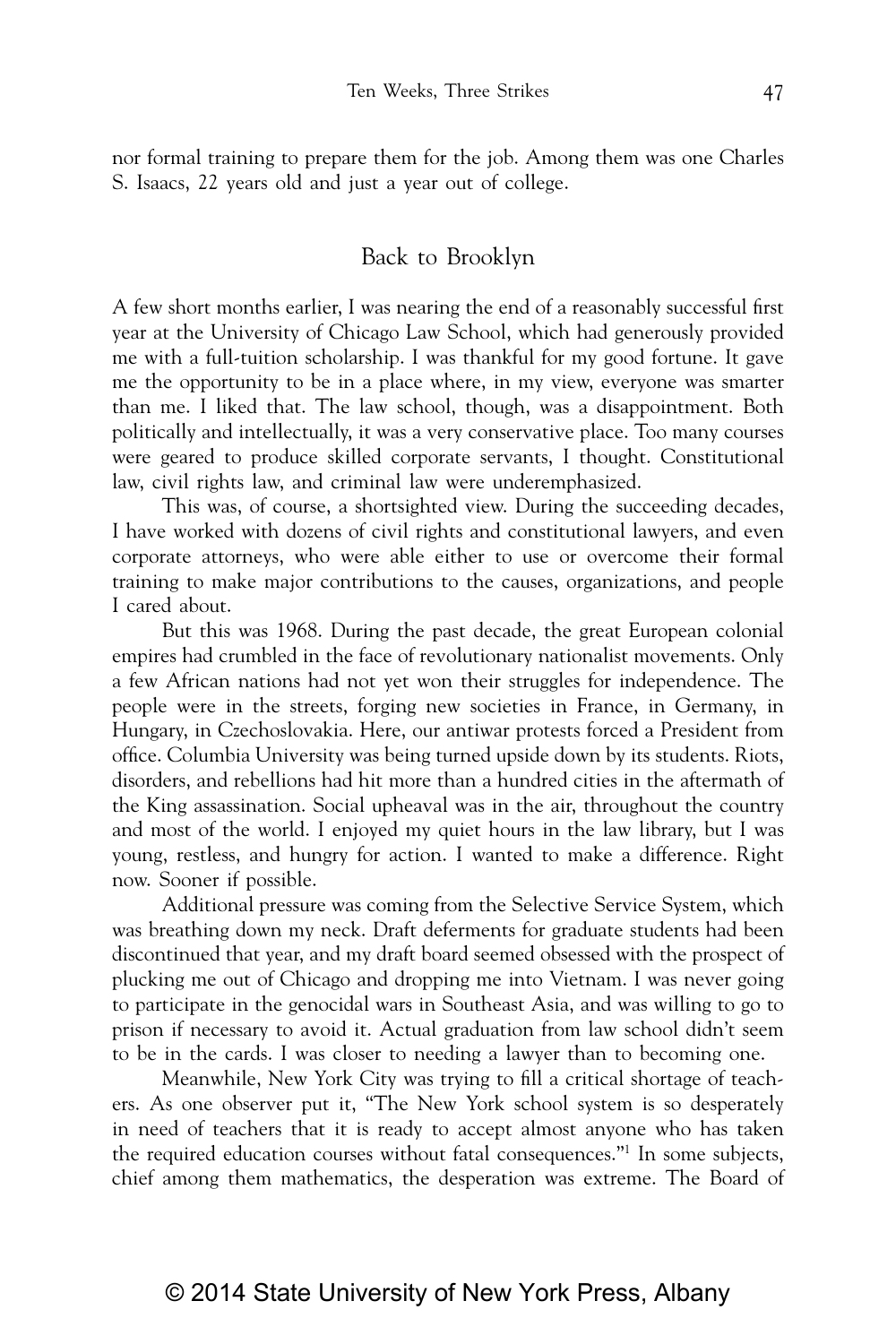nor formal training to prepare them for the job. Among them was one Charles S. Isaacs, 22 years old and just a year out of college.

## Back to Brooklyn

A few short months earlier, I was nearing the end of a reasonably successful first year at the University of Chicago Law School, which had generously provided me with a full-tuition scholarship. I was thankful for my good fortune. It gave me the opportunity to be in a place where, in my view, everyone was smarter than me. I liked that. The law school, though, was a disappointment. Both politically and intellectually, it was a very conservative place. Too many courses were geared to produce skilled corporate servants, I thought. Constitutional law, civil rights law, and criminal law were underemphasized.

This was, of course, a shortsighted view. During the succeeding decades, I have worked with dozens of civil rights and constitutional lawyers, and even corporate attorneys, who were able either to use or overcome their formal training to make major contributions to the causes, organizations, and people I cared about.

But this was 1968. During the past decade, the great European colonial empires had crumbled in the face of revolutionary nationalist movements. Only a few African nations had not yet won their struggles for independence. The people were in the streets, forging new societies in France, in Germany, in Hungary, in Czechoslovakia. Here, our antiwar protests forced a President from office. Columbia University was being turned upside down by its students. Riots, disorders, and rebellions had hit more than a hundred cities in the aftermath of the King assassination. Social upheaval was in the air, throughout the country and most of the world. I enjoyed my quiet hours in the law library, but I was young, restless, and hungry for action. I wanted to make a difference. Right now. Sooner if possible.

Additional pressure was coming from the Selective Service System, which was breathing down my neck. Draft deferments for graduate students had been discontinued that year, and my draft board seemed obsessed with the prospect of plucking me out of Chicago and dropping me into Vietnam. I was never going to participate in the genocidal wars in Southeast Asia, and was willing to go to prison if necessary to avoid it. Actual graduation from law school didn't seem to be in the cards. I was closer to needing a lawyer than to becoming one.

Meanwhile, New York City was trying to fill a critical shortage of teachers. As one observer put it, "The New York school system is so desperately in need of teachers that it is ready to accept almost anyone who has taken the required education courses without fatal consequences."[1] In some subjects, chief among them mathematics, the desperation was extreme. The Board of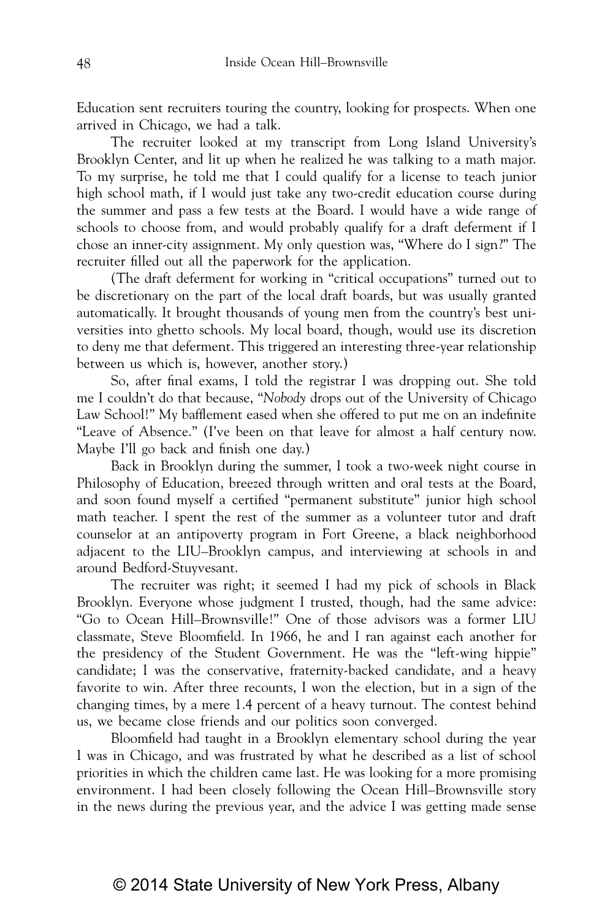Education sent recruiters touring the country, looking for prospects. When one arrived in Chicago, we had a talk.

The recruiter looked at my transcript from Long Island University's Brooklyn Center, and lit up when he realized he was talking to a math major. To my surprise, he told me that I could qualify for a license to teach junior high school math, if I would just take any two-credit education course during the summer and pass a few tests at the Board. I would have a wide range of schools to choose from, and would probably qualify for a draft deferment if I chose an inner-city assignment. My only question was, "Where do I sign?" The recruiter filled out all the paperwork for the application.

(The draft deferment for working in "critical occupations" turned out to be discretionary on the part of the local draft boards, but was usually granted automatically. It brought thousands of young men from the country's best universities into ghetto schools. My local board, though, would use its discretion to deny me that deferment. This triggered an interesting three-year relationship between us which is, however, another story.)

So, after final exams, I told the registrar I was dropping out. She told me I couldn't do that because, "*Nobody* drops out of the University of Chicago Law School!" My bafflement eased when she offered to put me on an indefinite "Leave of Absence." (I've been on that leave for almost a half century now. Maybe I'll go back and finish one day.)

Back in Brooklyn during the summer, I took a two-week night course in Philosophy of Education, breezed through written and oral tests at the Board, and soon found myself a certified "permanent substitute" junior high school math teacher. I spent the rest of the summer as a volunteer tutor and draft counselor at an antipoverty program in Fort Greene, a black neighborhood adjacent to the LIU–Brooklyn campus, and interviewing at schools in and around Bedford-Stuyvesant.

The recruiter was right; it seemed I had my pick of schools in Black Brooklyn. Everyone whose judgment I trusted, though, had the same advice: "Go to Ocean Hill–Brownsville!" One of those advisors was a former LIU classmate, Steve Bloomfield. In 1966, he and I ran against each another for the presidency of the Student Government. He was the "left-wing hippie" candidate; I was the conservative, fraternity-backed candidate, and a heavy favorite to win. After three recounts, I won the election, but in a sign of the changing times, by a mere 1.4 percent of a heavy turnout. The contest behind us, we became close friends and our politics soon converged.

Bloomfield had taught in a Brooklyn elementary school during the year I was in Chicago, and was frustrated by what he described as a list of school priorities in which the children came last. He was looking for a more promising environment. I had been closely following the Ocean Hill–Brownsville story in the news during the previous year, and the advice I was getting made sense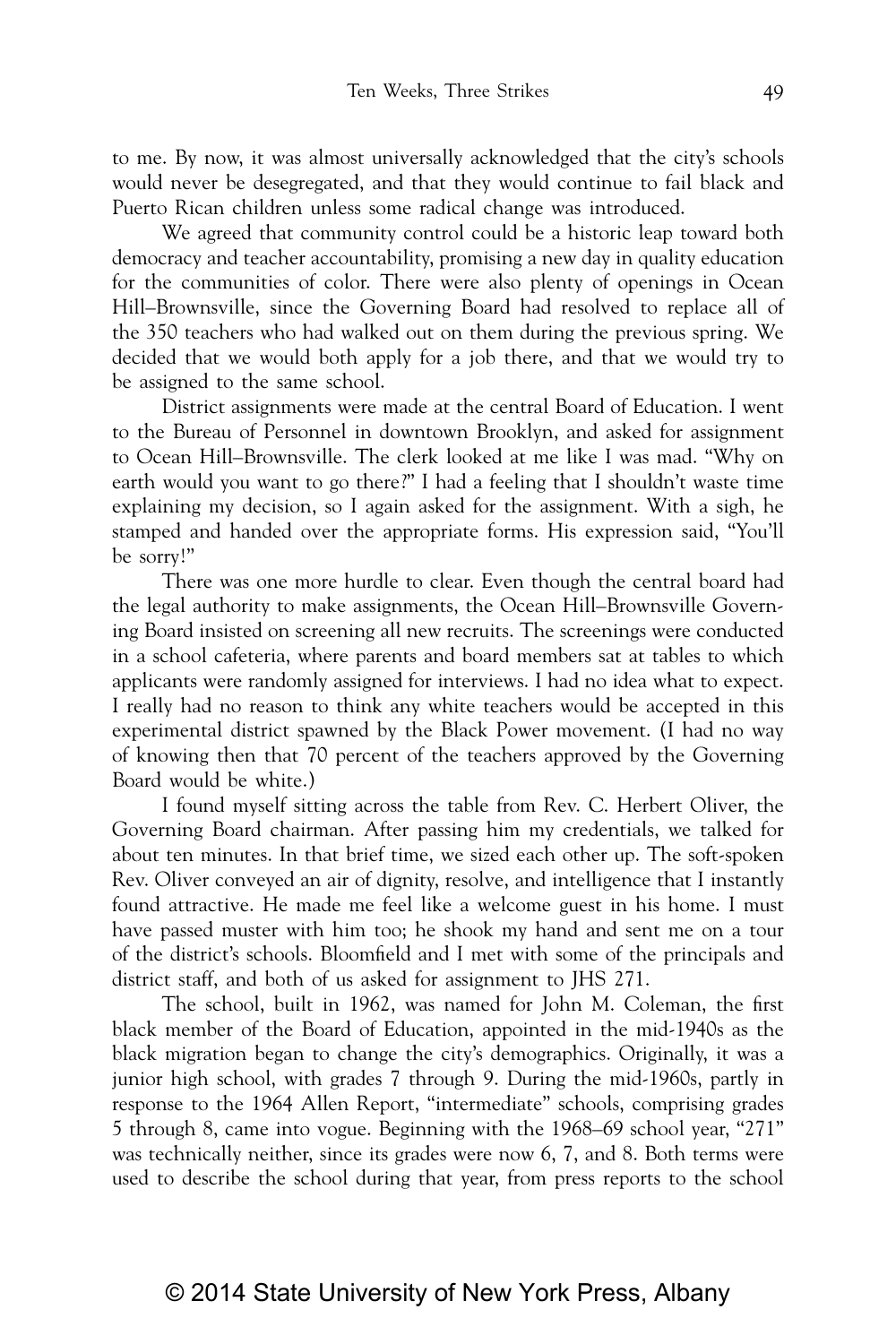to me. By now, it was almost universally acknowledged that the city's schools would never be desegregated, and that they would continue to fail black and Puerto Rican children unless some radical change was introduced.

We agreed that community control could be a historic leap toward both democracy and teacher accountability, promising a new day in quality education for the communities of color. There were also plenty of openings in Ocean Hill–Brownsville, since the Governing Board had resolved to replace all of the 350 teachers who had walked out on them during the previous spring. We decided that we would both apply for a job there, and that we would try to be assigned to the same school.

District assignments were made at the central Board of Education. I went to the Bureau of Personnel in downtown Brooklyn, and asked for assignment to Ocean Hill–Brownsville. The clerk looked at me like I was mad. "Why on earth would you want to go there?" I had a feeling that I shouldn't waste time explaining my decision, so I again asked for the assignment. With a sigh, he stamped and handed over the appropriate forms. His expression said, "You'll be sorry!"

There was one more hurdle to clear. Even though the central board had the legal authority to make assignments, the Ocean Hill–Brownsville Governing Board insisted on screening all new recruits. The screenings were conducted in a school cafeteria, where parents and board members sat at tables to which applicants were randomly assigned for interviews. I had no idea what to expect. I really had no reason to think any white teachers would be accepted in this experimental district spawned by the Black Power movement. (I had no way of knowing then that 70 percent of the teachers approved by the Governing Board would be white.)

I found myself sitting across the table from Rev. C. Herbert Oliver, the Governing Board chairman. After passing him my credentials, we talked for about ten minutes. In that brief time, we sized each other up. The soft-spoken Rev. Oliver conveyed an air of dignity, resolve, and intelligence that I instantly found attractive. He made me feel like a welcome guest in his home. I must have passed muster with him too; he shook my hand and sent me on a tour of the district's schools. Bloomfield and I met with some of the principals and district staff, and both of us asked for assignment to JHS 271.

The school, built in 1962, was named for John M. Coleman, the first black member of the Board of Education, appointed in the mid-1940s as the black migration began to change the city's demographics. Originally, it was a junior high school, with grades 7 through 9. During the mid-1960s, partly in response to the 1964 Allen Report, "intermediate" schools, comprising grades 5 through 8, came into vogue. Beginning with the 1968–69 school year, "271" was technically neither, since its grades were now 6, 7, and 8. Both terms were used to describe the school during that year, from press reports to the school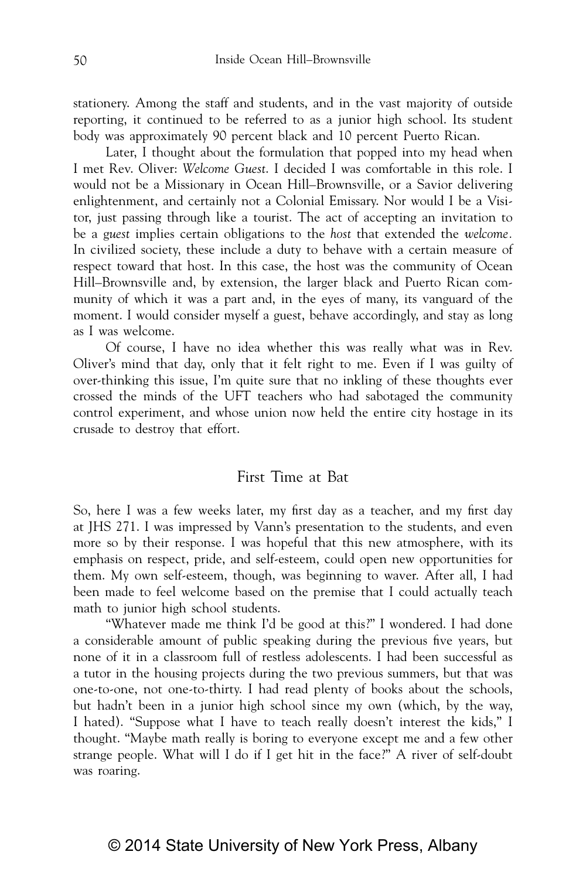stationery. Among the staff and students, and in the vast majority of outside reporting, it continued to be referred to as a junior high school. Its student body was approximately 90 percent black and 10 percent Puerto Rican.

Later, I thought about the formulation that popped into my head when I met Rev. Oliver: *Welcome Guest*. I decided I was comfortable in this role. I would not be a Missionary in Ocean Hill–Brownsville, or a Savior delivering enlightenment, and certainly not a Colonial Emissary. Nor would I be a Visitor, just passing through like a tourist. The act of accepting an invitation to be a *guest* implies certain obligations to the *host* that extended the *welcome*. In civilized society, these include a duty to behave with a certain measure of respect toward that host. In this case, the host was the community of Ocean Hill–Brownsville and, by extension, the larger black and Puerto Rican community of which it was a part and, in the eyes of many, its vanguard of the moment. I would consider myself a guest, behave accordingly, and stay as long as I was welcome.

Of course, I have no idea whether this was really what was in Rev. Oliver's mind that day, only that it felt right to me. Even if I was guilty of over-thinking this issue, I'm quite sure that no inkling of these thoughts ever crossed the minds of the UFT teachers who had sabotaged the community control experiment, and whose union now held the entire city hostage in its crusade to destroy that effort.

## First Time at Bat

So, here I was a few weeks later, my first day as a teacher, and my first day at JHS 271. I was impressed by Vann's presentation to the students, and even more so by their response. I was hopeful that this new atmosphere, with its emphasis on respect, pride, and self-esteem, could open new opportunities for them. My own self-esteem, though, was beginning to waver. After all, I had been made to feel welcome based on the premise that I could actually teach math to junior high school students.

"Whatever made me think I'd be good at this?" I wondered. I had done a considerable amount of public speaking during the previous five years, but none of it in a classroom full of restless adolescents. I had been successful as a tutor in the housing projects during the two previous summers, but that was one-to-one, not one-to-thirty. I had read plenty of books about the schools, but hadn't been in a junior high school since my own (which, by the way, I hated). "Suppose what I have to teach really doesn't interest the kids," I thought. "Maybe math really is boring to everyone except me and a few other strange people. What will I do if I get hit in the face?" A river of self-doubt was roaring.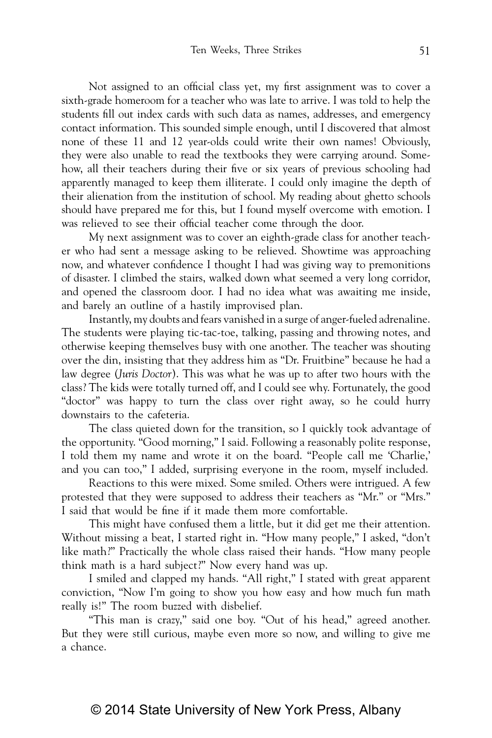Not assigned to an official class yet, my first assignment was to cover a sixth-grade homeroom for a teacher who was late to arrive. I was told to help the students fill out index cards with such data as names, addresses, and emergency contact information. This sounded simple enough, until I discovered that almost none of these 11 and 12 year-olds could write their own names! Obviously, they were also unable to read the textbooks they were carrying around. Somehow, all their teachers during their five or six years of previous schooling had apparently managed to keep them illiterate. I could only imagine the depth of their alienation from the institution of school. My reading about ghetto schools should have prepared me for this, but I found myself overcome with emotion. I was relieved to see their official teacher come through the door.

My next assignment was to cover an eighth-grade class for another teacher who had sent a message asking to be relieved. Showtime was approaching now, and whatever confidence I thought I had was giving way to premonitions of disaster. I climbed the stairs, walked down what seemed a very long corridor, and opened the classroom door. I had no idea what was awaiting me inside, and barely an outline of a hastily improvised plan.

Instantly, my doubts and fears vanished in a surge of anger-fueled adrenaline. The students were playing tic-tac-toe, talking, passing and throwing notes, and otherwise keeping themselves busy with one another. The teacher was shouting over the din, insisting that they address him as "Dr. Fruitbine" because he had a law degree (*Juris Doctor*). This was what he was up to after two hours with the class? The kids were totally turned off, and I could see why. Fortunately, the good "doctor" was happy to turn the class over right away, so he could hurry downstairs to the cafeteria.

The class quieted down for the transition, so I quickly took advantage of the opportunity. "Good morning," I said. Following a reasonably polite response, I told them my name and wrote it on the board. "People call me 'Charlie,' and you can too," I added, surprising everyone in the room, myself included.

Reactions to this were mixed. Some smiled. Others were intrigued. A few protested that they were supposed to address their teachers as "Mr." or "Mrs." I said that would be fine if it made them more comfortable.

This might have confused them a little, but it did get me their attention. Without missing a beat, I started right in. "How many people," I asked, "don't like math?" Practically the whole class raised their hands. "How many people think math is a hard subject?" Now every hand was up.

I smiled and clapped my hands. "All right," I stated with great apparent conviction, "Now I'm going to show you how easy and how much fun math really is!" The room buzzed with disbelief.

"This man is crazy," said one boy. "Out of his head," agreed another. But they were still curious, maybe even more so now, and willing to give me a chance.

© 2014 State University of New York Press, Albany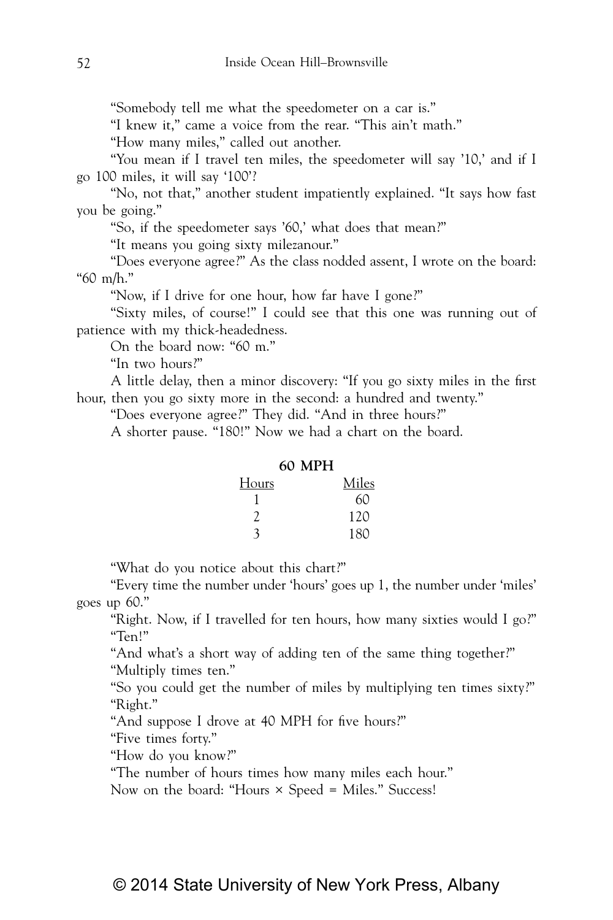"Somebody tell me what the speedometer on a car is."

"I knew it," came a voice from the rear. "This ain't math."

"How many miles," called out another.

"You mean if I travel ten miles, the speedometer will say '10,' and if I go 100 miles, it will say '100'?

"No, not that," another student impatiently explained. "It says how fast you be going."

"So, if the speedometer says '60,' what does that mean?"

"It means you going sixty milezanour."

"Does everyone agree?" As the class nodded assent, I wrote on the board: "60 m/h."

"Now, if I drive for one hour, how far have I gone?"

"Sixty miles, of course!" I could see that this one was running out of patience with my thick-headedness.

On the board now: "60 m."

"In two hours?"

A little delay, then a minor discovery: "If you go sixty miles in the first hour, then you go sixty more in the second: a hundred and twenty."

"Does everyone agree?" They did. "And in three hours?"

A shorter pause. "180!" Now we had a chart on the board.

**60 MPH**

| Hours | Miles |
|---|---|
| 1 | 60 |
| 2 | 120 |
| 3 | 180 |

"What do you notice about this chart?"

"Every time the number under 'hours' goes up 1, the number under 'miles' goes up 60."

"Right. Now, if I travelled for ten hours, how many sixties would I go?"

"Ten!"

"And what's a short way of adding ten of the same thing together?"

"Multiply times ten."

"So you could get the number of miles by multiplying ten times sixty?"

"Right."

"And suppose I drove at 40 MPH for five hours?"

"Five times forty."

"How do you know?"

"The number of hours times how many miles each hour."

Now on the board: "Hours × Speed = Miles." Success!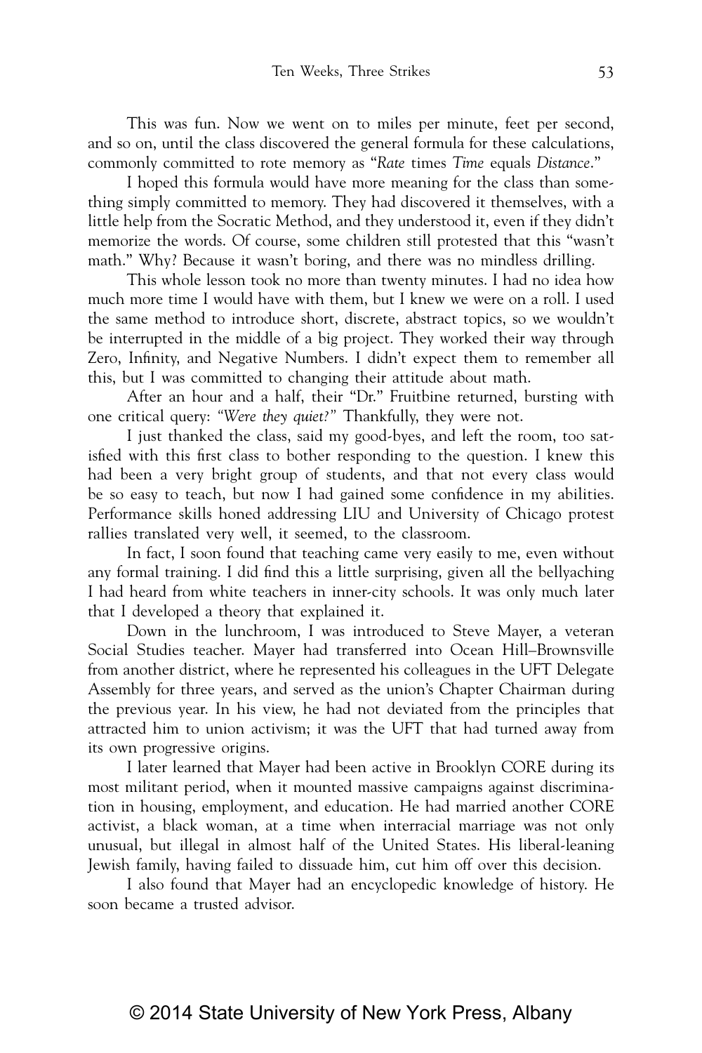This was fun. Now we went on to miles per minute, feet per second, and so on, until the class discovered the general formula for these calculations, commonly committed to rote memory as "*Rate* times *Time* equals *Distance*."

I hoped this formula would have more meaning for the class than something simply committed to memory. They had discovered it themselves, with a little help from the Socratic Method, and they understood it, even if they didn't memorize the words. Of course, some children still protested that this "wasn't math." Why? Because it wasn't boring, and there was no mindless drilling.

This whole lesson took no more than twenty minutes. I had no idea how much more time I would have with them, but I knew we were on a roll. I used the same method to introduce short, discrete, abstract topics, so we wouldn't be interrupted in the middle of a big project. They worked their way through Zero, Infinity, and Negative Numbers. I didn't expect them to remember all this, but I was committed to changing their attitude about math.

After an hour and a half, their "Dr." Fruitbine returned, bursting with one critical query: *"Were they quiet?"* Thankfully, they were not.

I just thanked the class, said my good-byes, and left the room, too satisfied with this first class to bother responding to the question. I knew this had been a very bright group of students, and that not every class would be so easy to teach, but now I had gained some confidence in my abilities. Performance skills honed addressing LIU and University of Chicago protest rallies translated very well, it seemed, to the classroom.

In fact, I soon found that teaching came very easily to me, even without any formal training. I did find this a little surprising, given all the bellyaching I had heard from white teachers in inner-city schools. It was only much later that I developed a theory that explained it.

Down in the lunchroom, I was introduced to Steve Mayer, a veteran Social Studies teacher. Mayer had transferred into Ocean Hill–Brownsville from another district, where he represented his colleagues in the UFT Delegate Assembly for three years, and served as the union's Chapter Chairman during the previous year. In his view, he had not deviated from the principles that attracted him to union activism; it was the UFT that had turned away from its own progressive origins.

I later learned that Mayer had been active in Brooklyn CORE during its most militant period, when it mounted massive campaigns against discrimination in housing, employment, and education. He had married another CORE activist, a black woman, at a time when interracial marriage was not only unusual, but illegal in almost half of the United States. His liberal-leaning Jewish family, having failed to dissuade him, cut him off over this decision.

I also found that Mayer had an encyclopedic knowledge of history. He soon became a trusted advisor.

© 2014 State University of New York Press, Albany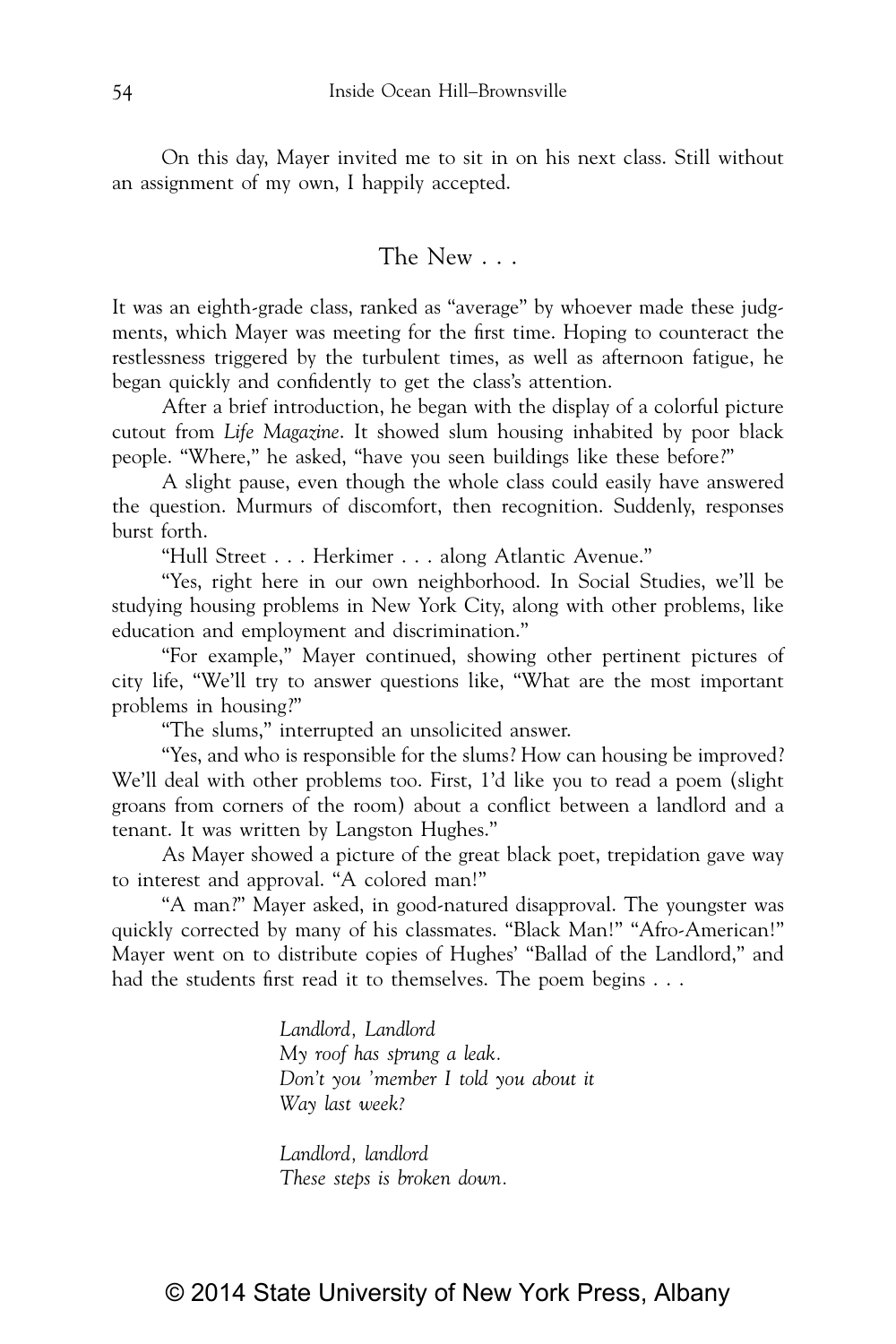On this day, Mayer invited me to sit in on his next class. Still without an assignment of my own, I happily accepted.

## The New . . .

It was an eighth-grade class, ranked as "average" by whoever made these judgments, which Mayer was meeting for the first time. Hoping to counteract the restlessness triggered by the turbulent times, as well as afternoon fatigue, he began quickly and confidently to get the class's attention.

After a brief introduction, he began with the display of a colorful picture cutout from *Life Magazine*. It showed slum housing inhabited by poor black people. "Where," he asked, "have you seen buildings like these before?"

A slight pause, even though the whole class could easily have answered the question. Murmurs of discomfort, then recognition. Suddenly, responses burst forth.

"Hull Street . . . Herkimer . . . along Atlantic Avenue."

"Yes, right here in our own neighborhood. In Social Studies, we'll be studying housing problems in New York City, along with other problems, like education and employment and discrimination."

"For example," Mayer continued, showing other pertinent pictures of city life, "We'll try to answer questions like, "What are the most important problems in housing?"

"The slums," interrupted an unsolicited answer.

"Yes, and who is responsible for the slums? How can housing be improved? We'll deal with other problems too. First, 1'd like you to read a poem (slight groans from corners of the room) about a conflict between a landlord and a tenant. It was written by Langston Hughes."

As Mayer showed a picture of the great black poet, trepidation gave way to interest and approval. "A colored man!"

"A man?" Mayer asked, in good-natured disapproval. The youngster was quickly corrected by many of his classmates. "Black Man!" "Afro-American!" Mayer went on to distribute copies of Hughes' "Ballad of the Landlord," and had the students first read it to themselves. The poem begins . . .

> *Landlord, Landlord*
> *My roof has sprung a leak.*
> *Don't you 'member I told you about it*
> *Way last week?*
>
> *Landlord, landlord*
> *These steps is broken down.*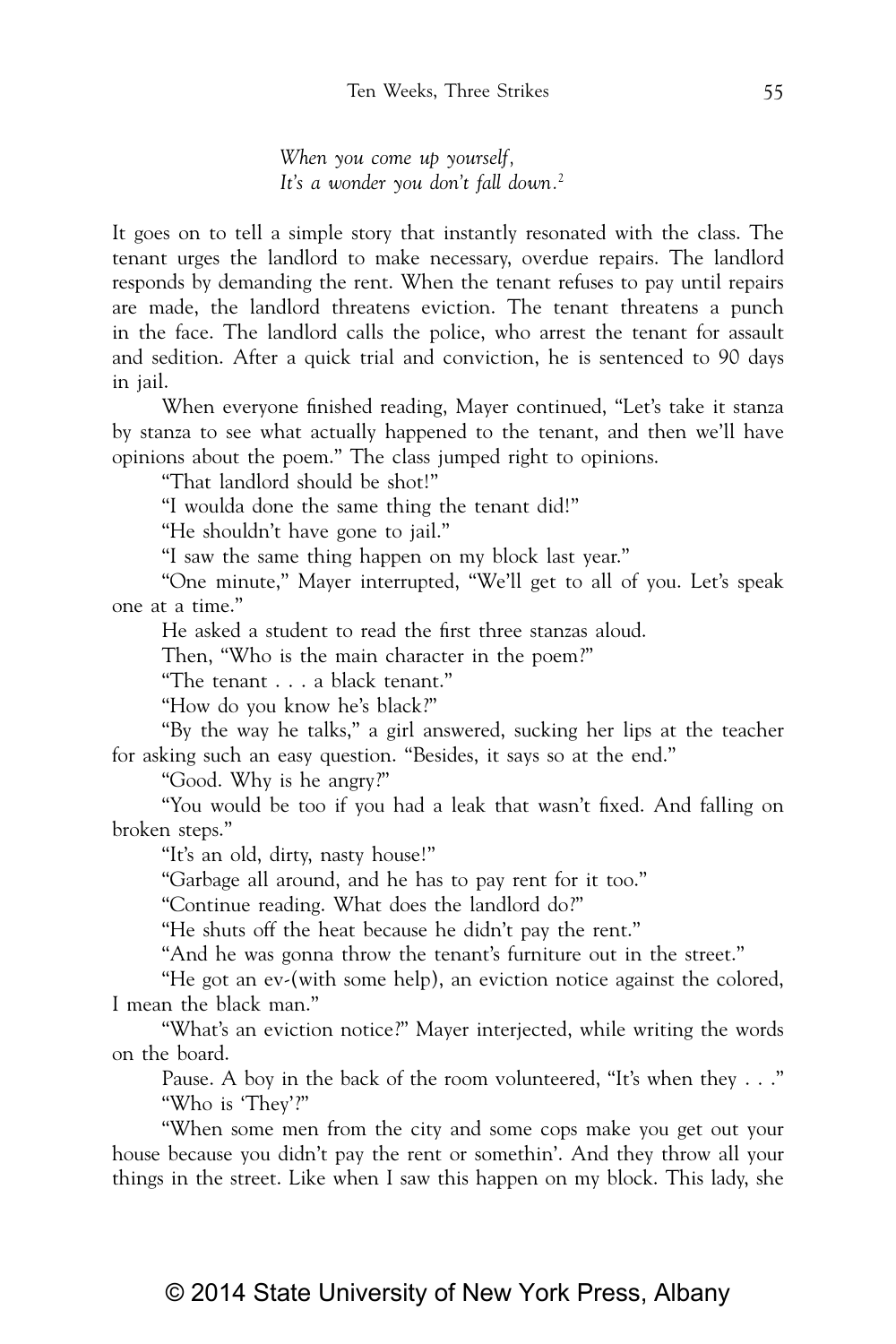*When you come up yourself,*
*It's a wonder you don't fall down.*[2]

It goes on to tell a simple story that instantly resonated with the class. The tenant urges the landlord to make necessary, overdue repairs. The landlord responds by demanding the rent. When the tenant refuses to pay until repairs are made, the landlord threatens eviction. The tenant threatens a punch in the face. The landlord calls the police, who arrest the tenant for assault and sedition. After a quick trial and conviction, he is sentenced to 90 days in jail.

When everyone finished reading, Mayer continued, "Let's take it stanza by stanza to see what actually happened to the tenant, and then we'll have opinions about the poem." The class jumped right to opinions.

"That landlord should be shot!"

"I woulda done the same thing the tenant did!"

"He shouldn't have gone to jail."

"I saw the same thing happen on my block last year."

"One minute," Mayer interrupted, "We'll get to all of you. Let's speak one at a time."

He asked a student to read the first three stanzas aloud.

Then, "Who is the main character in the poem?"

"The tenant . . . a black tenant."

"How do you know he's black?"

"By the way he talks," a girl answered, sucking her lips at the teacher for asking such an easy question. "Besides, it says so at the end."

"Good. Why is he angry?"

"You would be too if you had a leak that wasn't fixed. And falling on broken steps."

"It's an old, dirty, nasty house!"

"Garbage all around, and he has to pay rent for it too."

"Continue reading. What does the landlord do?"

"He shuts off the heat because he didn't pay the rent."

"And he was gonna throw the tenant's furniture out in the street."

"He got an ev-(with some help), an eviction notice against the colored, I mean the black man."

"What's an eviction notice?" Mayer interjected, while writing the words on the board.

Pause. A boy in the back of the room volunteered, "It's when they . . ."

"Who is 'They'?"

"When some men from the city and some cops make you get out your house because you didn't pay the rent or somethin'. And they throw all your things in the street. Like when I saw this happen on my block. This lady, she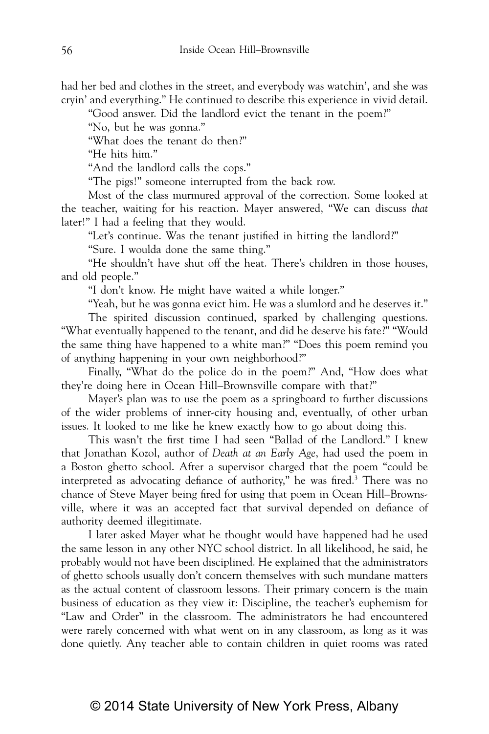had her bed and clothes in the street, and everybody was watchin', and she was cryin' and everything." He continued to describe this experience in vivid detail.

"Good answer. Did the landlord evict the tenant in the poem?"

"No, but he was gonna."

"What does the tenant do then?"

"He hits him."

"And the landlord calls the cops."

"The pigs!" someone interrupted from the back row.

Most of the class murmured approval of the correction. Some looked at the teacher, waiting for his reaction. Mayer answered, "We can discuss *that* later!" I had a feeling that they would.

"Let's continue. Was the tenant justified in hitting the landlord?"

"Sure. I woulda done the same thing."

"He shouldn't have shut off the heat. There's children in those houses, and old people."

"I don't know. He might have waited a while longer."

"Yeah, but he was gonna evict him. He was a slumlord and he deserves it."

The spirited discussion continued, sparked by challenging questions. "What eventually happened to the tenant, and did he deserve his fate?" "Would the same thing have happened to a white man?" "Does this poem remind you of anything happening in your own neighborhood?"

Finally, "What do the police do in the poem?" And, "How does what they're doing here in Ocean Hill–Brownsville compare with that?"

Mayer's plan was to use the poem as a springboard to further discussions of the wider problems of inner-city housing and, eventually, of other urban issues. It looked to me like he knew exactly how to go about doing this.

This wasn't the first time I had seen "Ballad of the Landlord." I knew that Jonathan Kozol, author of *Death at an Early Age*, had used the poem in a Boston ghetto school. After a supervisor charged that the poem "could be interpreted as advocating defiance of authority," he was fired.[3] There was no chance of Steve Mayer being fired for using that poem in Ocean Hill–Brownsville, where it was an accepted fact that survival depended on defiance of authority deemed illegitimate.

I later asked Mayer what he thought would have happened had he used the same lesson in any other NYC school district. In all likelihood, he said, he probably would not have been disciplined. He explained that the administrators of ghetto schools usually don't concern themselves with such mundane matters as the actual content of classroom lessons. Their primary concern is the main business of education as they view it: Discipline, the teacher's euphemism for "Law and Order" in the classroom. The administrators he had encountered were rarely concerned with what went on in any classroom, as long as it was done quietly. Any teacher able to contain children in quiet rooms was rated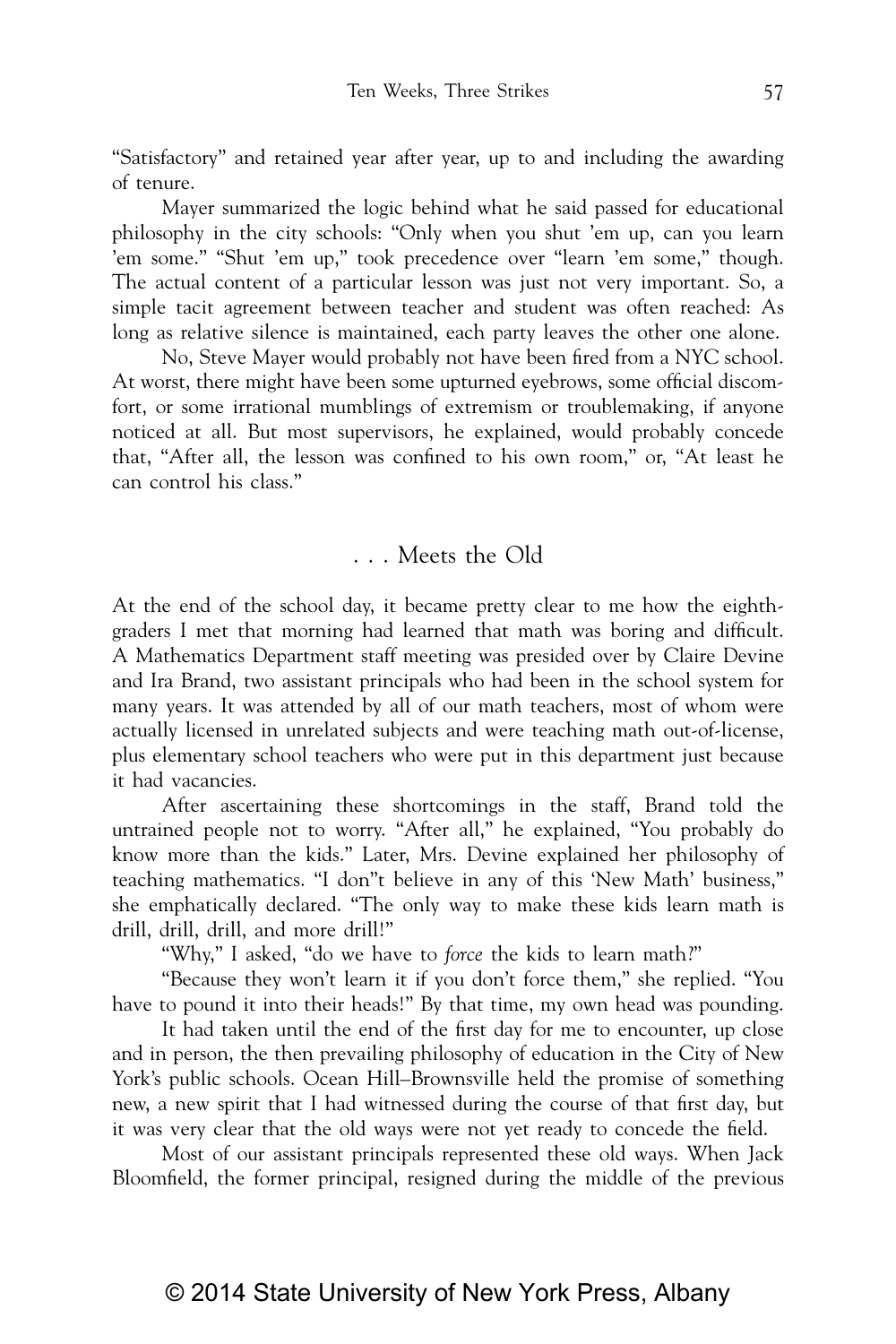"Satisfactory" and retained year after year, up to and including the awarding of tenure.

Mayer summarized the logic behind what he said passed for educational philosophy in the city schools: "Only when you shut 'em up, can you learn 'em some." "Shut 'em up," took precedence over "learn 'em some," though. The actual content of a particular lesson was just not very important. So, a simple tacit agreement between teacher and student was often reached: As long as relative silence is maintained, each party leaves the other one alone.

No, Steve Mayer would probably not have been fired from a NYC school. At worst, there might have been some upturned eyebrows, some official discomfort, or some irrational mumblings of extremism or troublemaking, if anyone noticed at all. But most supervisors, he explained, would probably concede that, "After all, the lesson was confined to his own room," or, "At least he can control his class."

## . . . Meets the Old

At the end of the school day, it became pretty clear to me how the eighth-graders I met that morning had learned that math was boring and difficult. A Mathematics Department staff meeting was presided over by Claire Devine and Ira Brand, two assistant principals who had been in the school system for many years. It was attended by all of our math teachers, most of whom were actually licensed in unrelated subjects and were teaching math out-of-license, plus elementary school teachers who were put in this department just because it had vacancies.

After ascertaining these shortcomings in the staff, Brand told the untrained people not to worry. "After all," he explained, "You probably do know more than the kids." Later, Mrs. Devine explained her philosophy of teaching mathematics. "I don"t believe in any of this 'New Math' business," she emphatically declared. "The only way to make these kids learn math is drill, drill, drill, and more drill!"

"Why," I asked, "do we have to *force* the kids to learn math?"

"Because they won't learn it if you don't force them," she replied. "You have to pound it into their heads!" By that time, my own head was pounding.

It had taken until the end of the first day for me to encounter, up close and in person, the then prevailing philosophy of education in the City of New York's public schools. Ocean Hill–Brownsville held the promise of something new, a new spirit that I had witnessed during the course of that first day, but it was very clear that the old ways were not yet ready to concede the field.

Most of our assistant principals represented these old ways. When Jack Bloomfield, the former principal, resigned during the middle of the previous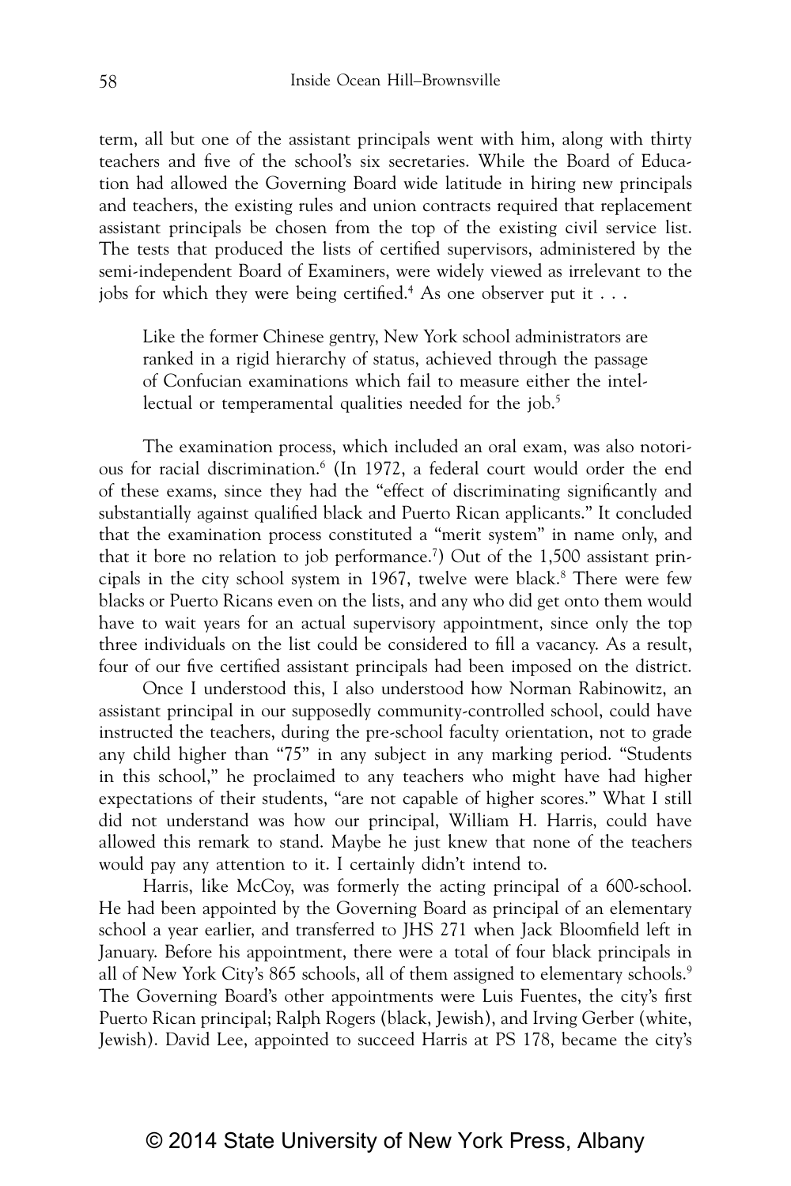term, all but one of the assistant principals went with him, along with thirty teachers and five of the school's six secretaries. While the Board of Education had allowed the Governing Board wide latitude in hiring new principals and teachers, the existing rules and union contracts required that replacement assistant principals be chosen from the top of the existing civil service list. The tests that produced the lists of certified supervisors, administered by the semi-independent Board of Examiners, were widely viewed as irrelevant to the jobs for which they were being certified.[4] As one observer put it . . .

> Like the former Chinese gentry, New York school administrators are ranked in a rigid hierarchy of status, achieved through the passage of Confucian examinations which fail to measure either the intellectual or temperamental qualities needed for the job.[5]

The examination process, which included an oral exam, was also notorious for racial discrimination.[6] (In 1972, a federal court would order the end of these exams, since they had the "effect of discriminating significantly and substantially against qualified black and Puerto Rican applicants." It concluded that the examination process constituted a "merit system" in name only, and that it bore no relation to job performance.[7]) Out of the 1,500 assistant principals in the city school system in 1967, twelve were black.[8] There were few blacks or Puerto Ricans even on the lists, and any who did get onto them would have to wait years for an actual supervisory appointment, since only the top three individuals on the list could be considered to fill a vacancy. As a result, four of our five certified assistant principals had been imposed on the district.

Once I understood this, I also understood how Norman Rabinowitz, an assistant principal in our supposedly community-controlled school, could have instructed the teachers, during the pre-school faculty orientation, not to grade any child higher than "75" in any subject in any marking period. "Students in this school," he proclaimed to any teachers who might have had higher expectations of their students, "are not capable of higher scores." What I still did not understand was how our principal, William H. Harris, could have allowed this remark to stand. Maybe he just knew that none of the teachers would pay any attention to it. I certainly didn't intend to.

Harris, like McCoy, was formerly the acting principal of a 600-school. He had been appointed by the Governing Board as principal of an elementary school a year earlier, and transferred to JHS 271 when Jack Bloomfield left in January. Before his appointment, there were a total of four black principals in all of New York City's 865 schools, all of them assigned to elementary schools.[9] The Governing Board's other appointments were Luis Fuentes, the city's first Puerto Rican principal; Ralph Rogers (black, Jewish), and Irving Gerber (white, Jewish). David Lee, appointed to succeed Harris at PS 178, became the city's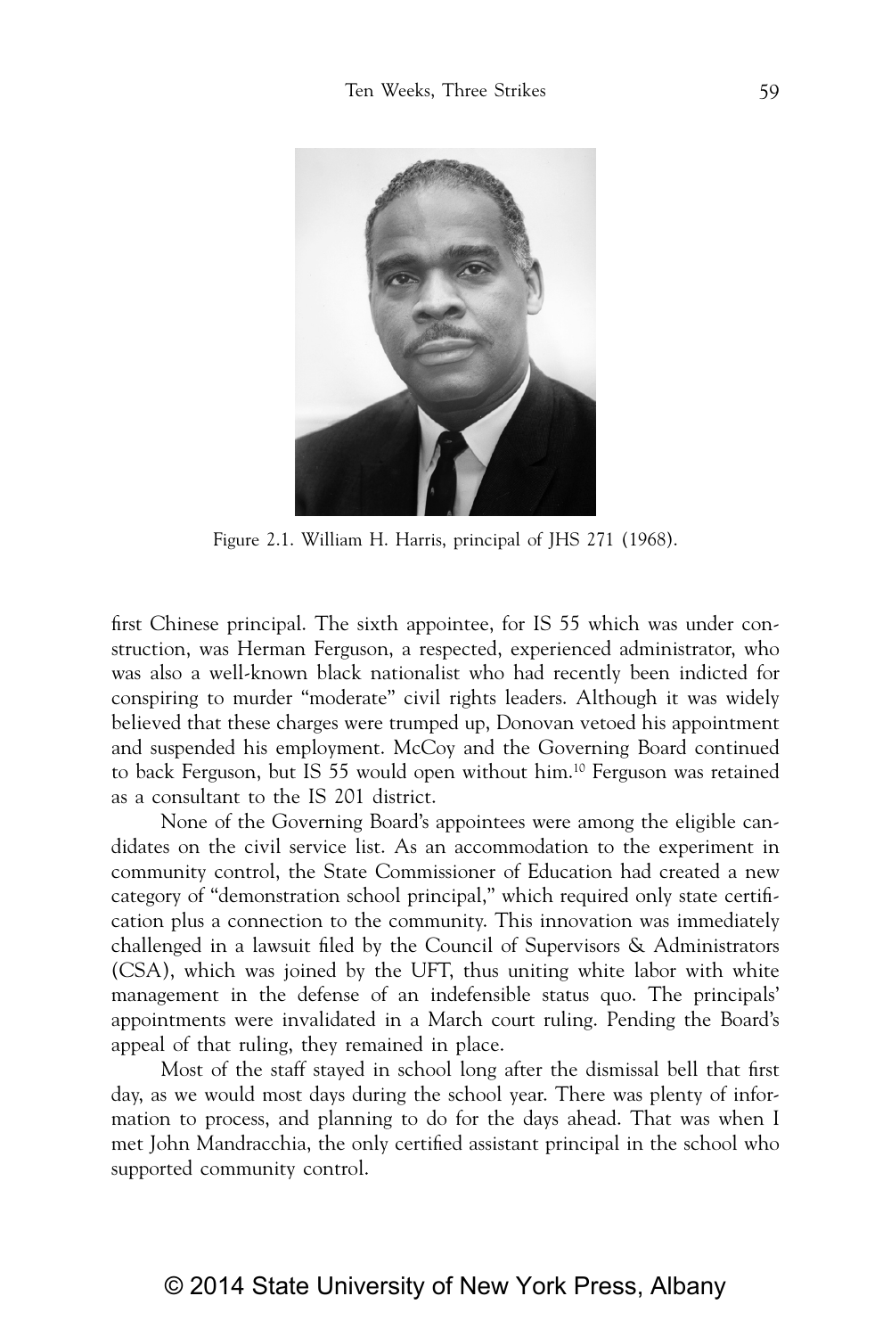Figure 2.1. William H. Harris, principal of JHS 271 (1968).

first Chinese principal. The sixth appointee, for IS 55 which was under construction, was Herman Ferguson, a respected, experienced administrator, who was also a well-known black nationalist who had recently been indicted for conspiring to murder "moderate" civil rights leaders. Although it was widely believed that these charges were trumped up, Donovan vetoed his appointment and suspended his employment. McCoy and the Governing Board continued to back Ferguson, but IS 55 would open without him.[10] Ferguson was retained as a consultant to the IS 201 district.

None of the Governing Board's appointees were among the eligible candidates on the civil service list. As an accommodation to the experiment in community control, the State Commissioner of Education had created a new category of "demonstration school principal," which required only state certification plus a connection to the community. This innovation was immediately challenged in a lawsuit filed by the Council of Supervisors & Administrators (CSA), which was joined by the UFT, thus uniting white labor with white management in the defense of an indefensible status quo. The principals' appointments were invalidated in a March court ruling. Pending the Board's appeal of that ruling, they remained in place.

Most of the staff stayed in school long after the dismissal bell that first day, as we would most days during the school year. There was plenty of information to process, and planning to do for the days ahead. That was when I met John Mandracchia, the only certified assistant principal in the school who supported community control.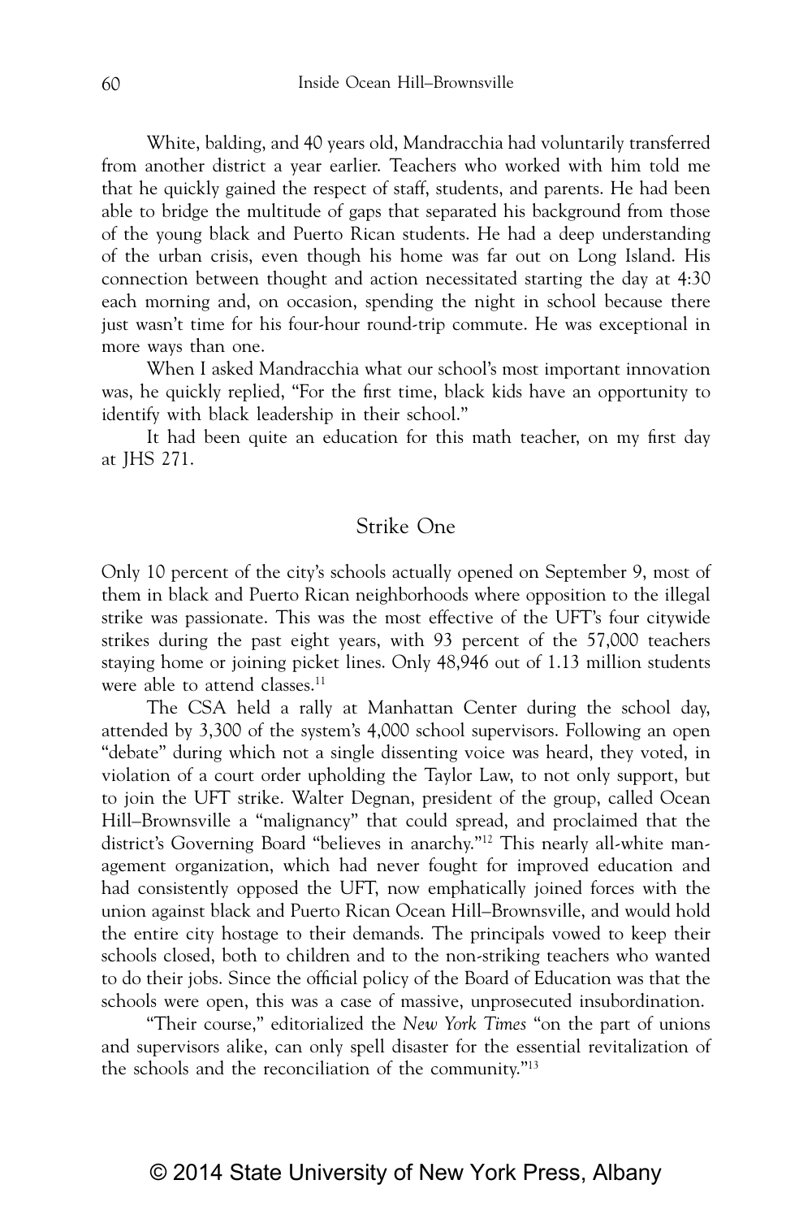White, balding, and 40 years old, Mandracchia had voluntarily transferred from another district a year earlier. Teachers who worked with him told me that he quickly gained the respect of staff, students, and parents. He had been able to bridge the multitude of gaps that separated his background from those of the young black and Puerto Rican students. He had a deep understanding of the urban crisis, even though his home was far out on Long Island. His connection between thought and action necessitated starting the day at 4:30 each morning and, on occasion, spending the night in school because there just wasn't time for his four-hour round-trip commute. He was exceptional in more ways than one.

When I asked Mandracchia what our school's most important innovation was, he quickly replied, "For the first time, black kids have an opportunity to identify with black leadership in their school."

It had been quite an education for this math teacher, on my first day at JHS 271.

## Strike One

Only 10 percent of the city's schools actually opened on September 9, most of them in black and Puerto Rican neighborhoods where opposition to the illegal strike was passionate. This was the most effective of the UFT's four citywide strikes during the past eight years, with 93 percent of the 57,000 teachers staying home or joining picket lines. Only 48,946 out of 1.13 million students were able to attend classes.[11]

The CSA held a rally at Manhattan Center during the school day, attended by 3,300 of the system's 4,000 school supervisors. Following an open "debate" during which not a single dissenting voice was heard, they voted, in violation of a court order upholding the Taylor Law, to not only support, but to join the UFT strike. Walter Degnan, president of the group, called Ocean Hill–Brownsville a "malignancy" that could spread, and proclaimed that the district's Governing Board "believes in anarchy."[12] This nearly all-white management organization, which had never fought for improved education and had consistently opposed the UFT, now emphatically joined forces with the union against black and Puerto Rican Ocean Hill–Brownsville, and would hold the entire city hostage to their demands. The principals vowed to keep their schools closed, both to children and to the non-striking teachers who wanted to do their jobs. Since the official policy of the Board of Education was that the schools were open, this was a case of massive, unprosecuted insubordination.

"Their course," editorialized the *New York Times* "on the part of unions and supervisors alike, can only spell disaster for the essential revitalization of the schools and the reconciliation of the community."[13]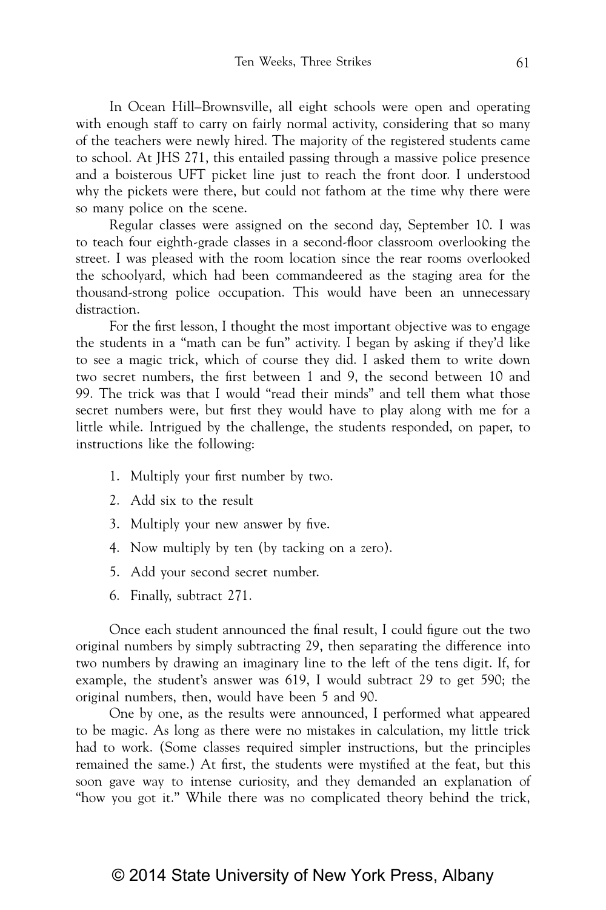In Ocean Hill–Brownsville, all eight schools were open and operating with enough staff to carry on fairly normal activity, considering that so many of the teachers were newly hired. The majority of the registered students came to school. At JHS 271, this entailed passing through a massive police presence and a boisterous UFT picket line just to reach the front door. I understood why the pickets were there, but could not fathom at the time why there were so many police on the scene.

Regular classes were assigned on the second day, September 10. I was to teach four eighth-grade classes in a second-floor classroom overlooking the street. I was pleased with the room location since the rear rooms overlooked the schoolyard, which had been commandeered as the staging area for the thousand-strong police occupation. This would have been an unnecessary distraction.

For the first lesson, I thought the most important objective was to engage the students in a "math can be fun" activity. I began by asking if they'd like to see a magic trick, which of course they did. I asked them to write down two secret numbers, the first between 1 and 9, the second between 10 and 99. The trick was that I would "read their minds" and tell them what those secret numbers were, but first they would have to play along with me for a little while. Intrigued by the challenge, the students responded, on paper, to instructions like the following:

1. Multiply your first number by two.
2. Add six to the result
3. Multiply your new answer by five.
4. Now multiply by ten (by tacking on a zero).
5. Add your second secret number.
6. Finally, subtract 271.

Once each student announced the final result, I could figure out the two original numbers by simply subtracting 29, then separating the difference into two numbers by drawing an imaginary line to the left of the tens digit. If, for example, the student's answer was 619, I would subtract 29 to get 590; the original numbers, then, would have been 5 and 90.

One by one, as the results were announced, I performed what appeared to be magic. As long as there were no mistakes in calculation, my little trick had to work. (Some classes required simpler instructions, but the principles remained the same.) At first, the students were mystified at the feat, but this soon gave way to intense curiosity, and they demanded an explanation of "how you got it." While there was no complicated theory behind the trick,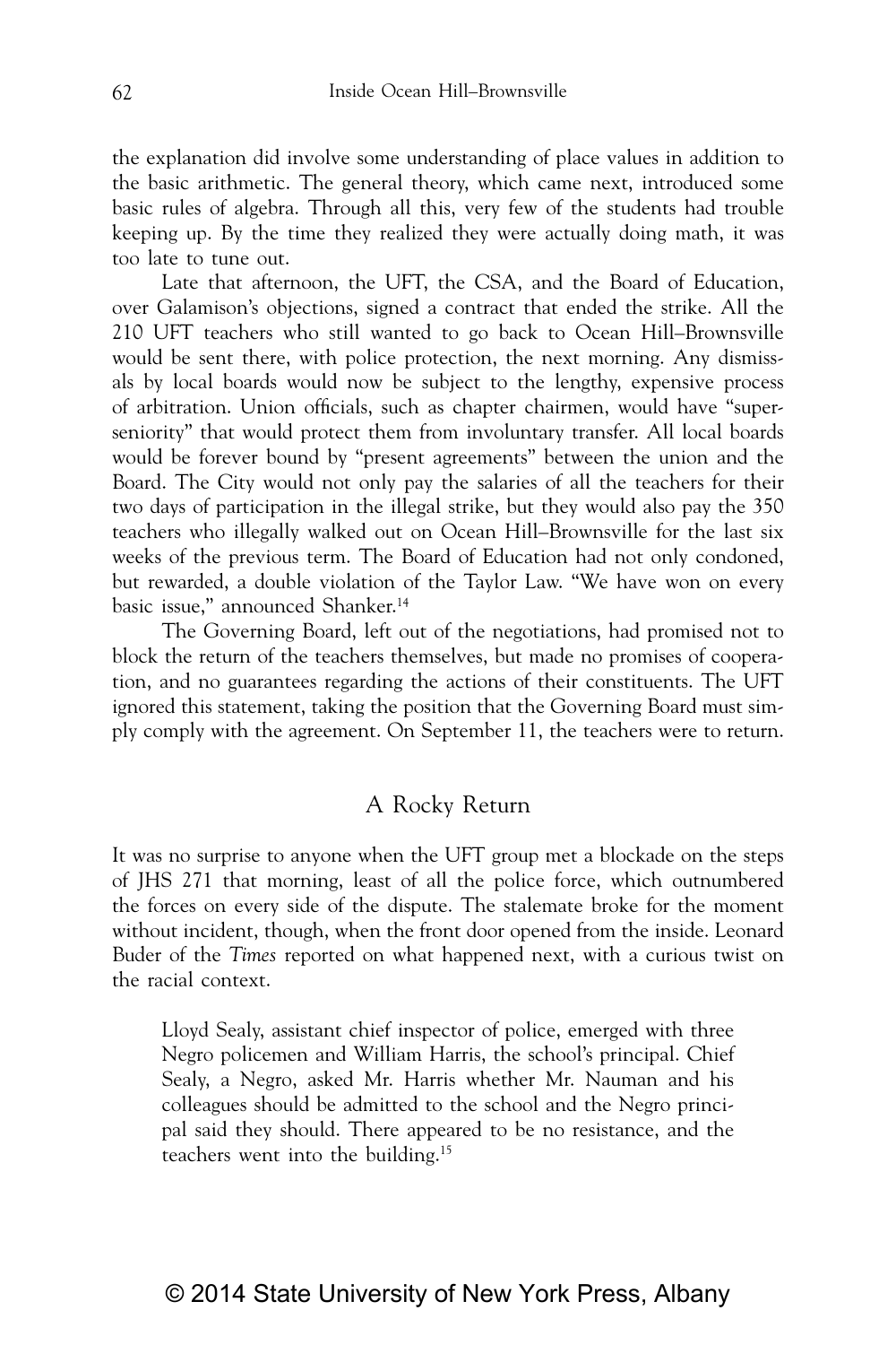the explanation did involve some understanding of place values in addition to the basic arithmetic. The general theory, which came next, introduced some basic rules of algebra. Through all this, very few of the students had trouble keeping up. By the time they realized they were actually doing math, it was too late to tune out.

Late that afternoon, the UFT, the CSA, and the Board of Education, over Galamison's objections, signed a contract that ended the strike. All the 210 UFT teachers who still wanted to go back to Ocean Hill–Brownsville would be sent there, with police protection, the next morning. Any dismissals by local boards would now be subject to the lengthy, expensive process of arbitration. Union officials, such as chapter chairmen, would have "super-seniority" that would protect them from involuntary transfer. All local boards would be forever bound by "present agreements" between the union and the Board. The City would not only pay the salaries of all the teachers for their two days of participation in the illegal strike, but they would also pay the 350 teachers who illegally walked out on Ocean Hill–Brownsville for the last six weeks of the previous term. The Board of Education had not only condoned, but rewarded, a double violation of the Taylor Law. "We have won on every basic issue," announced Shanker.[14]

The Governing Board, left out of the negotiations, had promised not to block the return of the teachers themselves, but made no promises of cooperation, and no guarantees regarding the actions of their constituents. The UFT ignored this statement, taking the position that the Governing Board must simply comply with the agreement. On September 11, the teachers were to return.

## A Rocky Return

It was no surprise to anyone when the UFT group met a blockade on the steps of JHS 271 that morning, least of all the police force, which outnumbered the forces on every side of the dispute. The stalemate broke for the moment without incident, though, when the front door opened from the inside. Leonard Buder of the *Times* reported on what happened next, with a curious twist on the racial context.

> Lloyd Sealy, assistant chief inspector of police, emerged with three Negro policemen and William Harris, the school's principal. Chief Sealy, a Negro, asked Mr. Harris whether Mr. Nauman and his colleagues should be admitted to the school and the Negro principal said they should. There appeared to be no resistance, and the teachers went into the building.[15]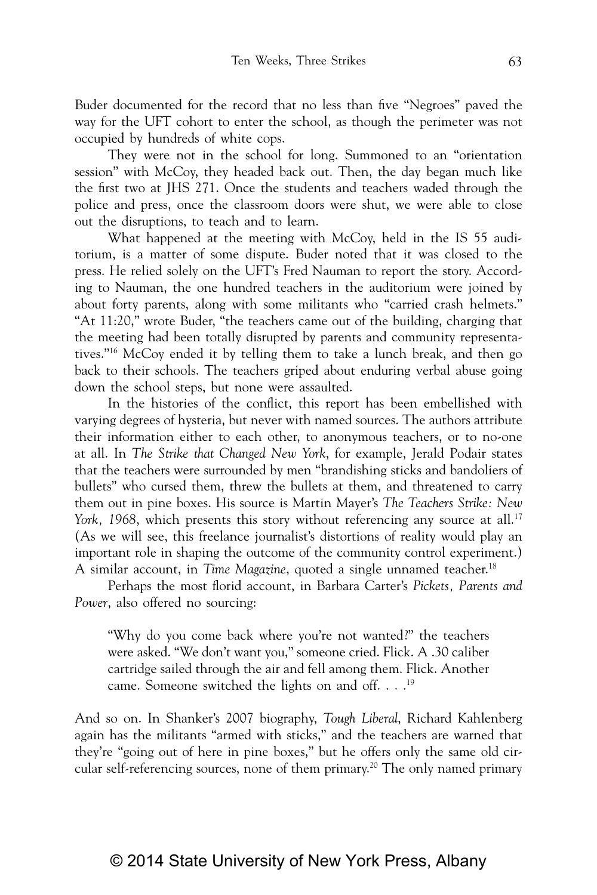Buder documented for the record that no less than five "Negroes" paved the way for the UFT cohort to enter the school, as though the perimeter was not occupied by hundreds of white cops.

They were not in the school for long. Summoned to an "orientation session" with McCoy, they headed back out. Then, the day began much like the first two at JHS 271. Once the students and teachers waded through the police and press, once the classroom doors were shut, we were able to close out the disruptions, to teach and to learn.

What happened at the meeting with McCoy, held in the IS 55 auditorium, is a matter of some dispute. Buder noted that it was closed to the press. He relied solely on the UFT's Fred Nauman to report the story. According to Nauman, the one hundred teachers in the auditorium were joined by about forty parents, along with some militants who "carried crash helmets." "At 11:20," wrote Buder, "the teachers came out of the building, charging that the meeting had been totally disrupted by parents and community representatives."[16] McCoy ended it by telling them to take a lunch break, and then go back to their schools. The teachers griped about enduring verbal abuse going down the school steps, but none were assaulted.

In the histories of the conflict, this report has been embellished with varying degrees of hysteria, but never with named sources. The authors attribute their information either to each other, to anonymous teachers, or to no-one at all. In *The Strike that Changed New York*, for example, Jerald Podair states that the teachers were surrounded by men "brandishing sticks and bandoliers of bullets" who cursed them, threw the bullets at them, and threatened to carry them out in pine boxes. His source is Martin Mayer's *The Teachers Strike: New York, 1968*, which presents this story without referencing any source at all.[17] (As we will see, this freelance journalist's distortions of reality would play an important role in shaping the outcome of the community control experiment.) A similar account, in *Time Magazine*, quoted a single unnamed teacher.[18]

Perhaps the most florid account, in Barbara Carter's *Pickets, Parents and Power*, also offered no sourcing:

> "Why do you come back where you're not wanted?" the teachers were asked. "We don't want you," someone cried. Flick. A .30 caliber cartridge sailed through the air and fell among them. Flick. Another came. Someone switched the lights on and off. . . .[19]

And so on. In Shanker's 2007 biography, *Tough Liberal*, Richard Kahlenberg again has the militants "armed with sticks," and the teachers are warned that they're "going out of here in pine boxes," but he offers only the same old circular self-referencing sources, none of them primary.[20] The only named primary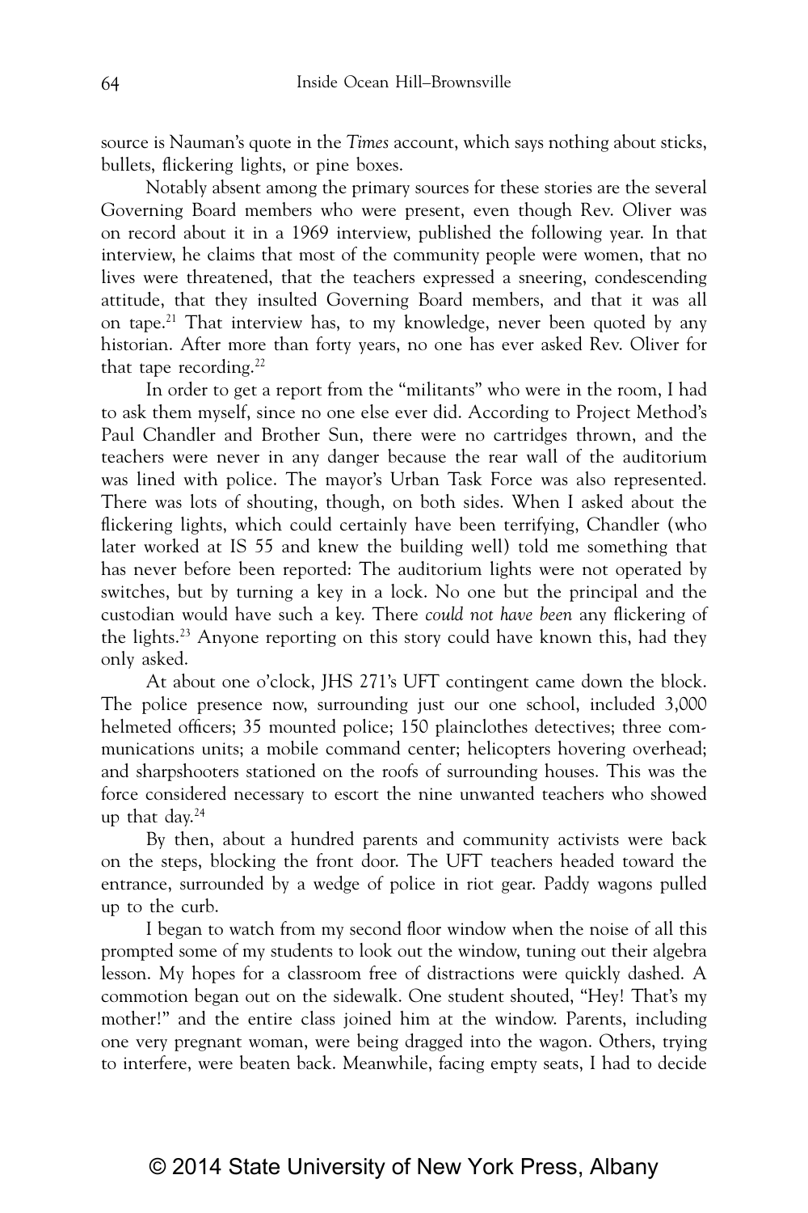source is Nauman's quote in the *Times* account, which says nothing about sticks, bullets, flickering lights, or pine boxes.

Notably absent among the primary sources for these stories are the several Governing Board members who were present, even though Rev. Oliver was on record about it in a 1969 interview, published the following year. In that interview, he claims that most of the community people were women, that no lives were threatened, that the teachers expressed a sneering, condescending attitude, that they insulted Governing Board members, and that it was all on tape.[21] That interview has, to my knowledge, never been quoted by any historian. After more than forty years, no one has ever asked Rev. Oliver for that tape recording.[22]

In order to get a report from the "militants" who were in the room, I had to ask them myself, since no one else ever did. According to Project Method's Paul Chandler and Brother Sun, there were no cartridges thrown, and the teachers were never in any danger because the rear wall of the auditorium was lined with police. The mayor's Urban Task Force was also represented. There was lots of shouting, though, on both sides. When I asked about the flickering lights, which could certainly have been terrifying, Chandler (who later worked at IS 55 and knew the building well) told me something that has never before been reported: The auditorium lights were not operated by switches, but by turning a key in a lock. No one but the principal and the custodian would have such a key. There *could not have been* any flickering of the lights.[23] Anyone reporting on this story could have known this, had they only asked.

At about one o'clock, JHS 271's UFT contingent came down the block. The police presence now, surrounding just our one school, included 3,000 helmeted officers; 35 mounted police; 150 plainclothes detectives; three communications units; a mobile command center; helicopters hovering overhead; and sharpshooters stationed on the roofs of surrounding houses. This was the force considered necessary to escort the nine unwanted teachers who showed up that day.[24]

By then, about a hundred parents and community activists were back on the steps, blocking the front door. The UFT teachers headed toward the entrance, surrounded by a wedge of police in riot gear. Paddy wagons pulled up to the curb.

I began to watch from my second floor window when the noise of all this prompted some of my students to look out the window, tuning out their algebra lesson. My hopes for a classroom free of distractions were quickly dashed. A commotion began out on the sidewalk. One student shouted, "Hey! That's my mother!" and the entire class joined him at the window. Parents, including one very pregnant woman, were being dragged into the wagon. Others, trying to interfere, were beaten back. Meanwhile, facing empty seats, I had to decide

© 2014 State University of New York Press, Albany